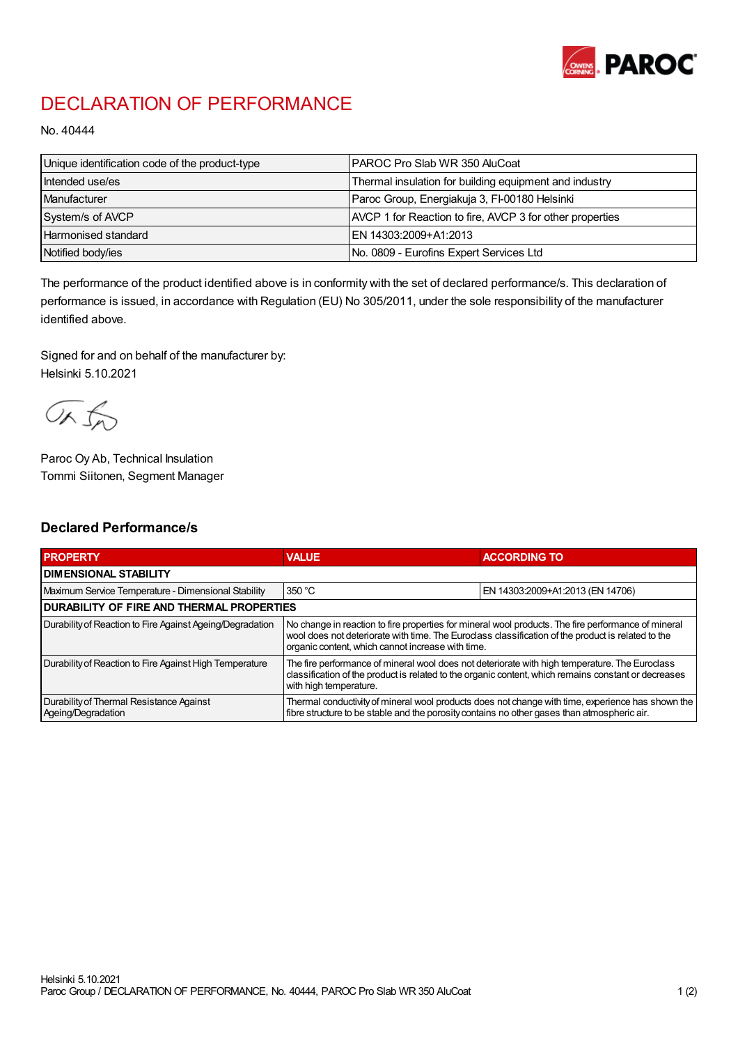# DECLARATION OF PERFORMANCE

No. 40444

| Unique identification code of the product-type | PAROC Pro Slab WR 350 AluCoat |
|---|---|
| Intended use/es | Thermal insulation for building equipment and industry |
| Manufacturer | Paroc Group, Energiakuja 3, FI-00180 Helsinki |
| System/s of AVCP | AVCP 1 for Reaction to fire, AVCP 3 for other properties |
| Harmonised standard | EN 14303:2009+A1:2013 |
| Notified body/ies | No. 0809 - Eurofins Expert Services Ltd |

The performance of the product identified above is in conformity with the set of declared performance/s. This declaration of performance is issued, in accordance with Regulation (EU) No 305/2011, under the sole responsibility of the manufacturer identified above.

Signed for and on behalf of the manufacturer by:
Helsinki 5.10.2021

Paroc Oy Ab, Technical Insulation
Tommi Siitonen, Segment Manager

## Declared Performance/s

| PROPERTY | VALUE | ACCORDING TO |
|---|---|---|
| **DIMENSIONAL STABILITY** | | |
| Maximum Service Temperature - Dimensional Stability | 350 °C | EN 14303:2009+A1:2013 (EN 14706) |
| **DURABILITY OF FIRE AND THERMAL PROPERTIES** | | |
| Durability of Reaction to Fire Against Ageing/Degradation | No change in reaction to fire properties for mineral wool products. The fire performance of mineral wool does not deteriorate with time. The Euroclass classification of the product is related to the organic content, which cannot increase with time. | |
| Durability of Reaction to Fire Against High Temperature | The fire performance of mineral wool does not deteriorate with high temperature. The Euroclass classification of the product is related to the organic content, which remains constant or decreases with high temperature. | |
| Durability of Thermal Resistance Against Ageing/Degradation | Thermal conductivity of mineral wool products does not change with time, experience has shown the fibre structure to be stable and the porosity contains no other gases than atmospheric air. | |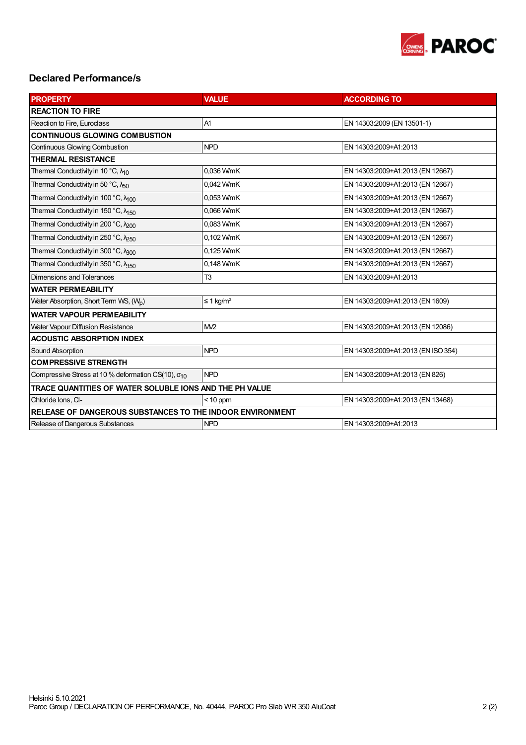## Declared Performance/s

| PROPERTY | VALUE | ACCORDING TO |
|---|---|---|
| **REACTION TO FIRE** | | |
| Reaction to Fire, Euroclass | A1 | EN 14303:2009 (EN 13501-1) |
| **CONTINUOUS GLOWING COMBUSTION** | | |
| Continuous Glowing Combustion | NPD | EN 14303:2009+A1:2013 |
| **THERMAL RESISTANCE** | | |
| Thermal Conductivity in 10 °C, $\lambda_{10}$ | 0,036 W/mK | EN 14303:2009+A1:2013 (EN 12667) |
| Thermal Conductivity in 50 °C, $\lambda_{50}$ | 0,042 W/mK | EN 14303:2009+A1:2013 (EN 12667) |
| Thermal Conductivity in 100 °C, $\lambda_{100}$ | 0,053 W/mK | EN 14303:2009+A1:2013 (EN 12667) |
| Thermal Conductivity in 150 °C, $\lambda_{150}$ | 0,066 W/mK | EN 14303:2009+A1:2013 (EN 12667) |
| Thermal Conductivity in 200 °C, $\lambda_{200}$ | 0,083 W/mK | EN 14303:2009+A1:2013 (EN 12667) |
| Thermal Conductivity in 250 °C, $\lambda_{250}$ | 0,102 W/mK | EN 14303:2009+A1:2013 (EN 12667) |
| Thermal Conductivity in 300 °C, $\lambda_{300}$ | 0,125 W/mK | EN 14303:2009+A1:2013 (EN 12667) |
| Thermal Conductivity in 350 °C, $\lambda_{350}$ | 0,148 W/mK | EN 14303:2009+A1:2013 (EN 12667) |
| Dimensions and Tolerances | T3 | EN 14303:2009+A1:2013 |
| **WATER PERMEABILITY** | | |
| Water Absorption, Short Term WS, ($W_p$) | ≤ 1 kg/m² | EN 14303:2009+A1:2013 (EN 1609) |
| **WATER VAPOUR PERMEABILITY** | | |
| Water Vapour Diffusion Resistance | MV2 | EN 14303:2009+A1:2013 (EN 12086) |
| **ACOUSTIC ABSORPTION INDEX** | | |
| Sound Absorption | NPD | EN 14303:2009+A1:2013 (EN ISO 354) |
| **COMPRESSIVE STRENGTH** | | |
| Compressive Stress at 10 % deformation CS(10), $\sigma_{10}$ | NPD | EN 14303:2009+A1:2013 (EN 826) |
| **TRACE QUANTITIES OF WATER SOLUBLE IONS AND THE PH VALUE** | | |
| Chloride Ions, Cl- | < 10 ppm | EN 14303:2009+A1:2013 (EN 13468) |
| **RELEASE OF DANGEROUS SUBSTANCES TO THE INDOOR ENVIRONMENT** | | |
| Release of Dangerous Substances | NPD | EN 14303:2009+A1:2013 |

Helsinki 5.10.2021

Paroc Group / DECLARATION OF PERFORMANCE, No. 40444, PAROC Pro Slab WR 350 AluCoat